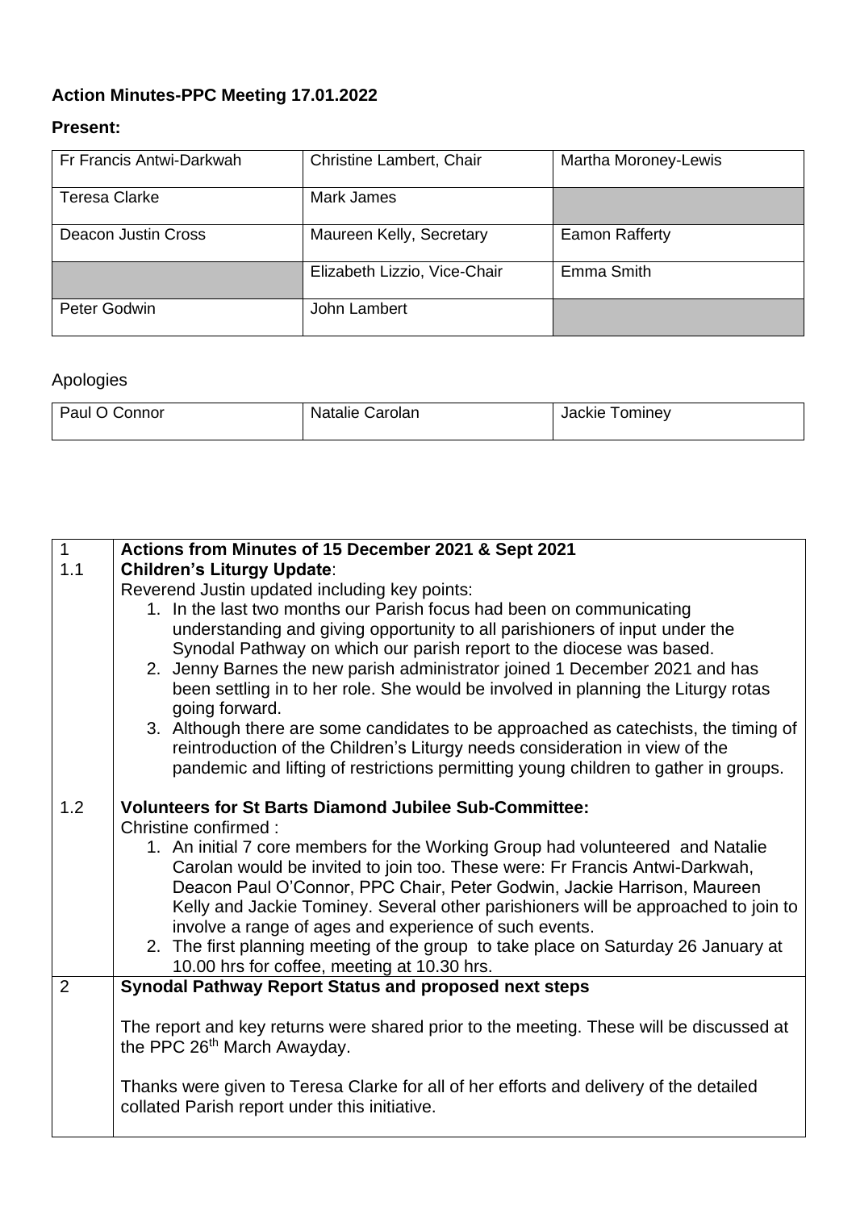**Action Minutes-PPC Meeting 17.01.2022**

**Present:**

| | | |
|---|---|---|
| Fr Francis Antwi-Darkwah | Christine Lambert, Chair | Martha Moroney-Lewis |
| Teresa Clarke | Mark James | |
| Deacon Justin Cross | Maureen Kelly, Secretary | Eamon Rafferty |
| | Elizabeth Lizzio, Vice-Chair | Emma Smith |
| Peter Godwin | John Lambert | |

Apologies

| | | |
|---|---|---|
| Paul O Connor | Natalie Carolan | Jackie Tominey |

| | |
|---|---|
| 1 | **Actions from Minutes of 15 December 2021 & Sept 2021** |
| 1.1 | **Children's Liturgy Update**:<br>Reverend Justin updated including key points:<br>1. In the last two months our Parish focus had been on communicating understanding and giving opportunity to all parishioners of input under the Synodal Pathway on which our parish report to the diocese was based.<br>2. Jenny Barnes the new parish administrator joined 1 December 2021 and has been settling in to her role. She would be involved in planning the Liturgy rotas going forward.<br>3. Although there are some candidates to be approached as catechists, the timing of reintroduction of the Children's Liturgy needs consideration in view of the pandemic and lifting of restrictions permitting young children to gather in groups. |
| 1.2 | **Volunteers for St Barts Diamond Jubilee Sub-Committee:**<br>Christine confirmed :<br>1. An initial 7 core members for the Working Group had volunteered and Natalie Carolan would be invited to join too. These were: Fr Francis Antwi-Darkwah, Deacon Paul O'Connor, PPC Chair, Peter Godwin, Jackie Harrison, Maureen Kelly and Jackie Tominey. Several other parishioners will be approached to join to involve a range of ages and experience of such events.<br>2. The first planning meeting of the group to take place on Saturday 26 January at 10.00 hrs for coffee, meeting at 10.30 hrs. |
| 2 | **Synodal Pathway Report Status and proposed next steps**<br><br>The report and key returns were shared prior to the meeting. These will be discussed at the PPC 26th March Awayday.<br><br>Thanks were given to Teresa Clarke for all of her efforts and delivery of the detailed collated Parish report under this initiative. |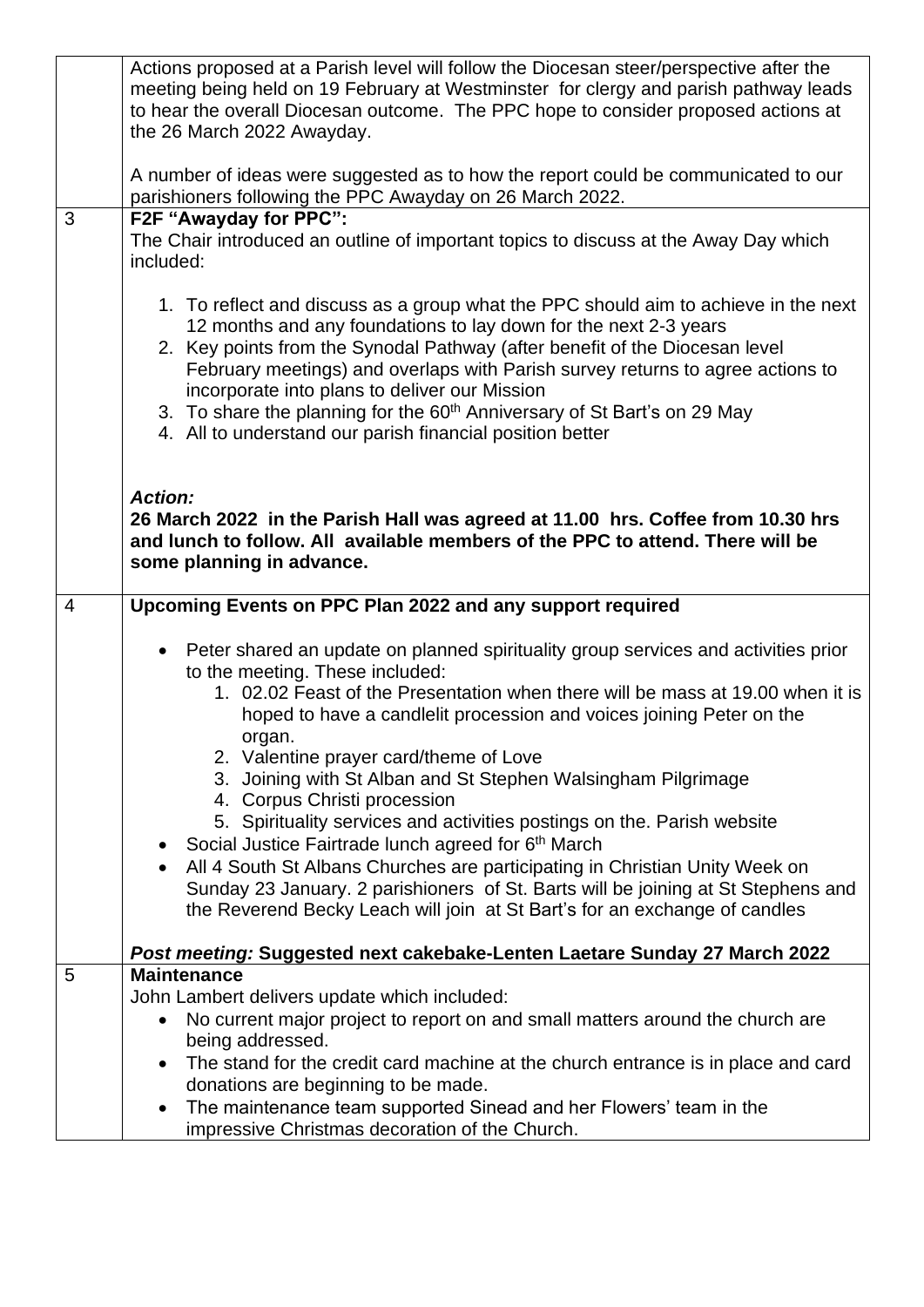| | |
|---|---|
| | Actions proposed at a Parish level will follow the Diocesan steer/perspective after the meeting being held on 19 February at Westminster for clergy and parish pathway leads to hear the overall Diocesan outcome. The PPC hope to consider proposed actions at the 26 March 2022 Awayday.<br><br>A number of ideas were suggested as to how the report could be communicated to our parishioners following the PPC Awayday on 26 March 2022. |
| 3 | **F2F "Awayday for PPC":**<br>The Chair introduced an outline of important topics to discuss at the Away Day which included:<br><br>1. To reflect and discuss as a group what the PPC should aim to achieve in the next 12 months and any foundations to lay down for the next 2-3 years<br>2. Key points from the Synodal Pathway (after benefit of the Diocesan level February meetings) and overlaps with Parish survey returns to agree actions to incorporate into plans to deliver our Mission<br>3. To share the planning for the 60th Anniversary of St Bart's on 29 May<br>4. All to understand our parish financial position better<br><br>***Action:***<br>**26 March 2022 in the Parish Hall was agreed at 11.00 hrs. Coffee from 10.30 hrs and lunch to follow. All available members of the PPC to attend. There will be some planning in advance.** |
| 4 | **Upcoming Events on PPC Plan 2022 and any support required**<br><br>• Peter shared an update on planned spirituality group services and activities prior to the meeting. These included:<br>  1. 02.02 Feast of the Presentation when there will be mass at 19.00 when it is hoped to have a candlelit procession and voices joining Peter on the organ.<br>  2. Valentine prayer card/theme of Love<br>  3. Joining with St Alban and St Stephen Walsingham Pilgrimage<br>  4. Corpus Christi procession<br>  5. Spirituality services and activities postings on the. Parish website<br>• Social Justice Fairtrade lunch agreed for 6th March<br>• All 4 South St Albans Churches are participating in Christian Unity Week on Sunday 23 January. 2 parishioners of St. Barts will be joining at St Stephens and the Reverend Becky Leach will join at St Bart's for an exchange of candles<br><br>***Post meeting:* Suggested next cakebake-Lenten Laetare Sunday 27 March 2022** |
| 5 | **Maintenance**<br>John Lambert delivers update which included:<br>• No current major project to report on and small matters around the church are being addressed.<br>• The stand for the credit card machine at the church entrance is in place and card donations are beginning to be made.<br>• The maintenance team supported Sinead and her Flowers' team in the impressive Christmas decoration of the Church. |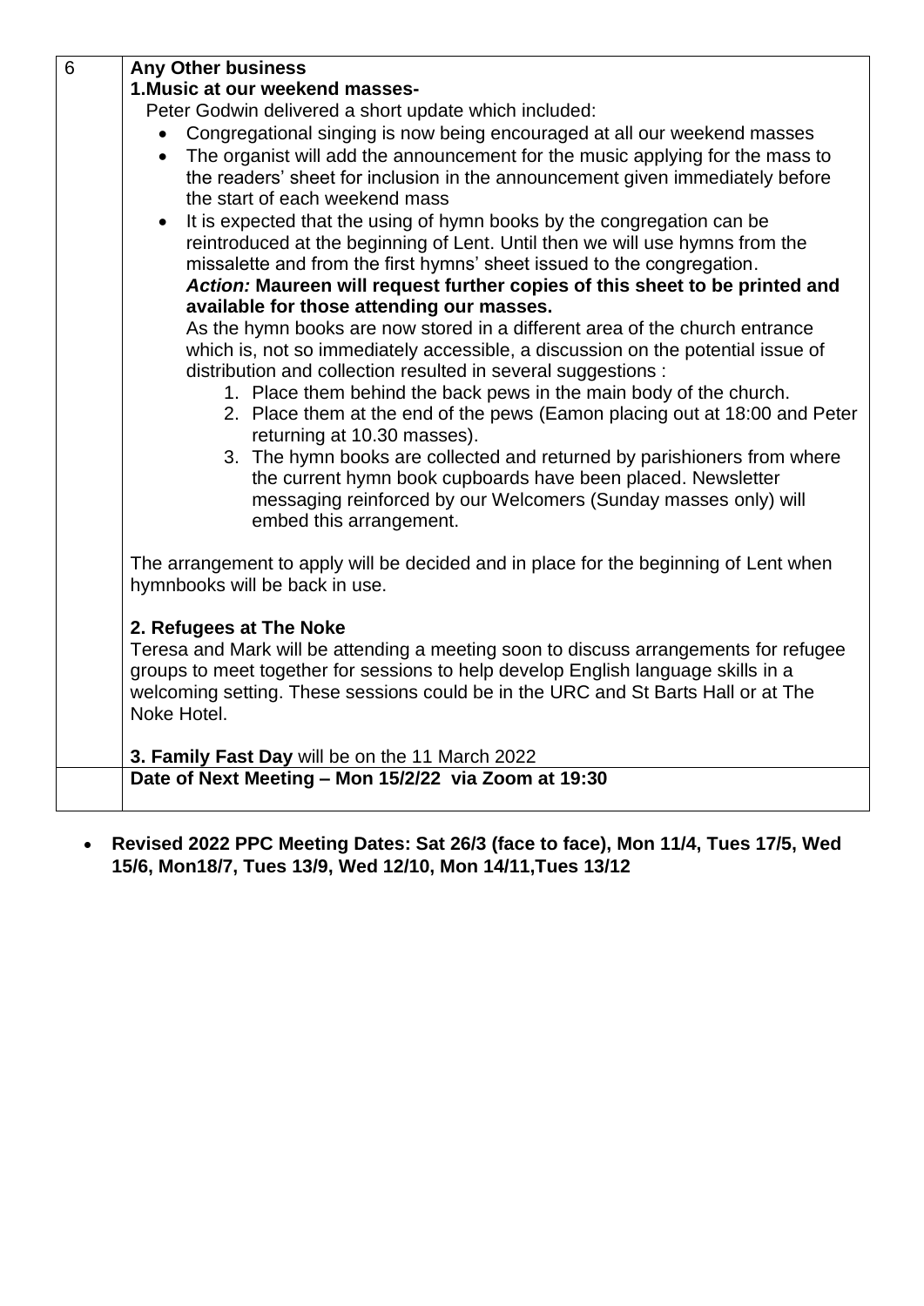| | |
|---|---|
| 6 | **Any Other business**<br>**1.Music at our weekend masses-**<br>Peter Godwin delivered a short update which included:<br>• Congregational singing is now being encouraged at all our weekend masses<br>• The organist will add the announcement for the music applying for the mass to the readers' sheet for inclusion in the announcement given immediately before the start of each weekend mass<br>• It is expected that the using of hymn books by the congregation can be reintroduced at the beginning of Lent. Until then we will use hymns from the missalette and from the first hymns' sheet issued to the congregation.<br>***Action:*** **Maureen will request further copies of this sheet to be printed and available for those attending our masses.**<br>As the hymn books are now stored in a different area of the church entrance which is, not so immediately accessible, a discussion on the potential issue of distribution and collection resulted in several suggestions :<br>1. Place them behind the back pews in the main body of the church.<br>2. Place them at the end of the pews (Eamon placing out at 18:00 and Peter returning at 10.30 masses).<br>3. The hymn books are collected and returned by parishioners from where the current hymn book cupboards have been placed. Newsletter messaging reinforced by our Welcomers (Sunday masses only) will embed this arrangement.<br><br>The arrangement to apply will be decided and in place for the beginning of Lent when hymnbooks will be back in use.<br><br>**2. Refugees at The Noke**<br>Teresa and Mark will be attending a meeting soon to discuss arrangements for refugee groups to meet together for sessions to help develop English language skills in a welcoming setting. These sessions could be in the URC and St Barts Hall or at The Noke Hotel.<br><br>**3. Family Fast Day** will be on the 11 March 2022 |
| | **Date of Next Meeting – Mon 15/2/22 via Zoom at 19:30** |

- **Revised 2022 PPC Meeting Dates: Sat 26/3 (face to face), Mon 11/4, Tues 17/5, Wed 15/6, Mon18/7, Tues 13/9, Wed 12/10, Mon 14/11,Tues 13/12**